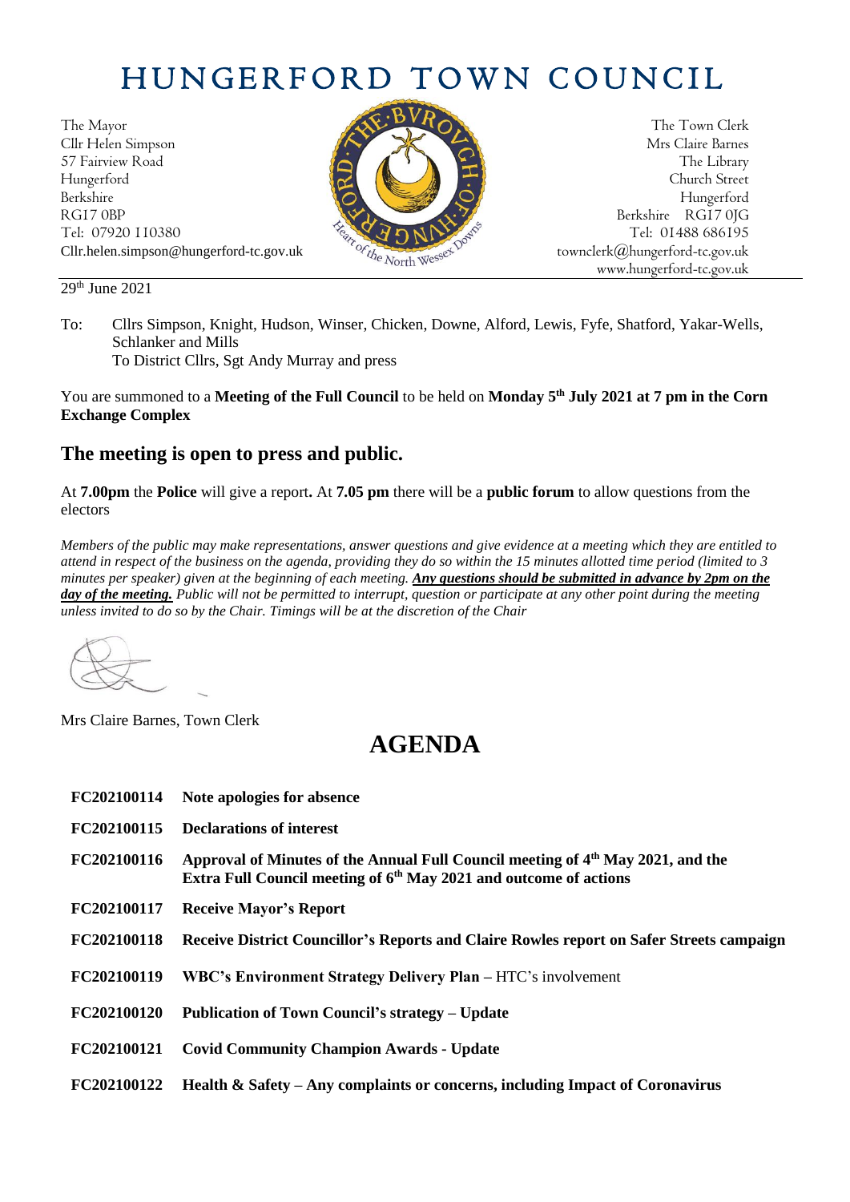# HUNGERFORD TOWN COUNCIL

The Mayor
Cllr Helen Simpson
57 Fairview Road
Hungerford
Berkshire
RG17 0BP
Tel: 07920 110380
Cllr.helen.simpson@hungerford-tc.gov.uk

The Town Clerk
Mrs Claire Barnes
The Library
Church Street
Hungerford
Berkshire RG17 0JG
Tel: 01488 686195
townclerk@hungerford-tc.gov.uk
www.hungerford-tc.gov.uk

29th June 2021

To: Cllrs Simpson, Knight, Hudson, Winser, Chicken, Downe, Alford, Lewis, Fyfe, Shatford, Yakar-Wells, Schlanker and Mills
To District Cllrs, Sgt Andy Murray and press

You are summoned to a **Meeting of the Full Council** to be held on **Monday 5th July 2021 at 7 pm in the Corn Exchange Complex**

## The meeting is open to press and public.

At **7.00pm** the **Police** will give a report**.** At **7.05 pm** there will be a **public forum** to allow questions from the electors

*Members of the public may make representations, answer questions and give evidence at a meeting which they are entitled to attend in respect of the business on the agenda, providing they do so within the 15 minutes allotted time period (limited to 3 minutes per speaker) given at the beginning of each meeting.* ***Any questions should be submitted in advance by 2pm on the day of the meeting.*** *Public will not be permitted to interrupt, question or participate at any other point during the meeting unless invited to do so by the Chair. Timings will be at the discretion of the Chair*

Mrs Claire Barnes, Town Clerk

# AGENDA

| | |
|---|---|
| **FC202100114** | **Note apologies for absence** |
| **FC202100115** | **Declarations of interest** |
| **FC202100116** | **Approval of Minutes of the Annual Full Council meeting of 4th May 2021, and the Extra Full Council meeting of 6th May 2021 and outcome of actions** |
| **FC202100117** | **Receive Mayor's Report** |
| **FC202100118** | **Receive District Councillor's Reports and Claire Rowles report on Safer Streets campaign** |
| **FC202100119** | **WBC's Environment Strategy Delivery Plan** – HTC's involvement |
| **FC202100120** | **Publication of Town Council's strategy – Update** |
| **FC202100121** | **Covid Community Champion Awards - Update** |
| **FC202100122** | **Health & Safety – Any complaints or concerns, including Impact of Coronavirus** |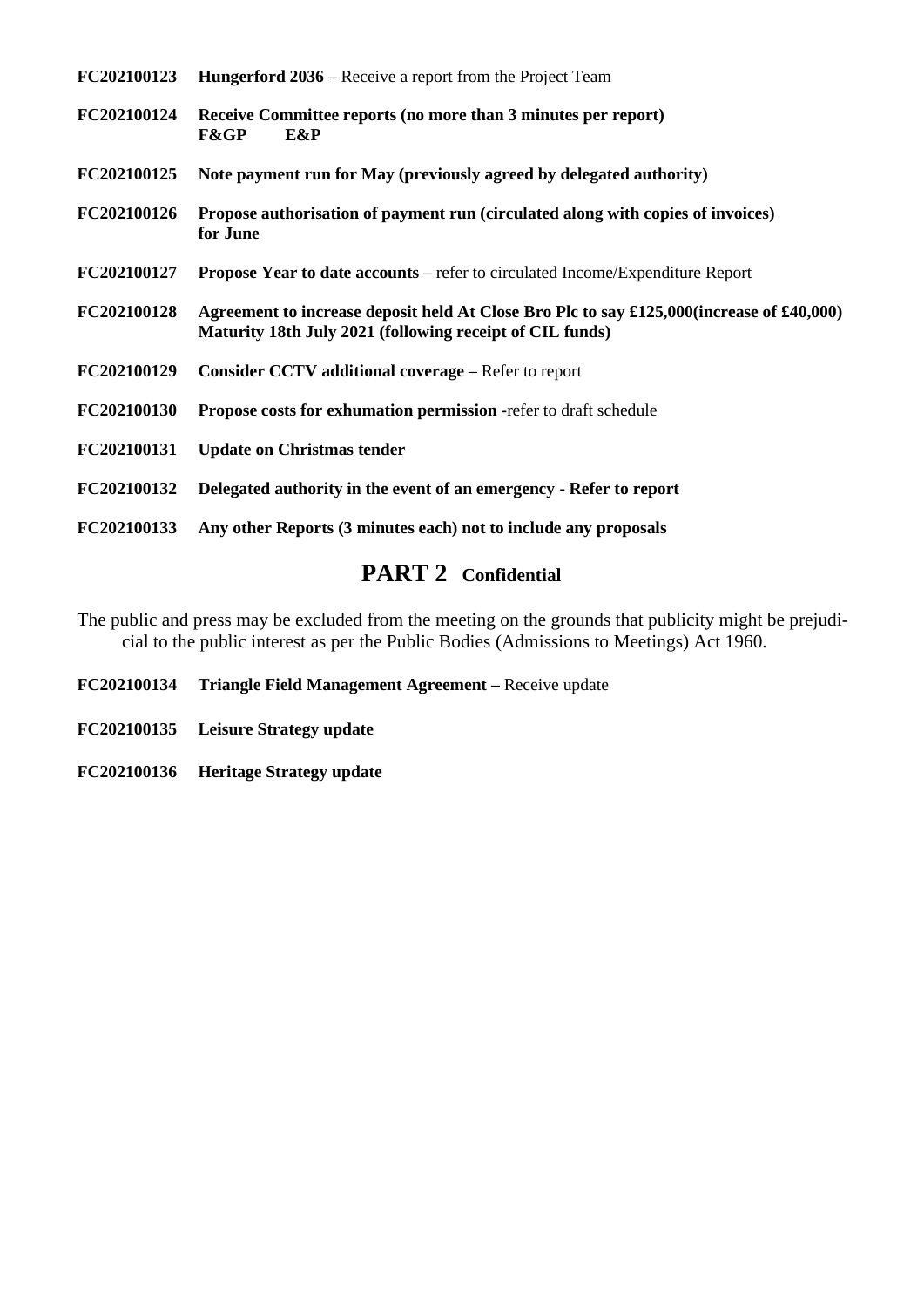**FC202100123** **Hungerford 2036** – Receive a report from the Project Team

**FC202100124** **Receive Committee reports (no more than 3 minutes per report)**
**F&GP E&P**

**FC202100125** **Note payment run for May (previously agreed by delegated authority)**

**FC202100126** **Propose authorisation of payment run (circulated along with copies of invoices) for June**

**FC202100127** **Propose Year to date accounts** – refer to circulated Income/Expenditure Report

**FC202100128** **Agreement to increase deposit held At Close Bro Plc to say £125,000(increase of £40,000) Maturity 18th July 2021 (following receipt of CIL funds)**

**FC202100129** **Consider CCTV additional coverage** – Refer to report

**FC202100130** **Propose costs for exhumation permission** -refer to draft schedule

**FC202100131** **Update on Christmas tender**

**FC202100132** **Delegated authority in the event of an emergency - Refer to report**

**FC202100133** **Any other Reports (3 minutes each) not to include any proposals**

## PART 2 Confidential

The public and press may be excluded from the meeting on the grounds that publicity might be prejudicial to the public interest as per the Public Bodies (Admissions to Meetings) Act 1960.

**FC202100134** **Triangle Field Management Agreement** – Receive update

**FC202100135** **Leisure Strategy update**

**FC202100136** **Heritage Strategy update**